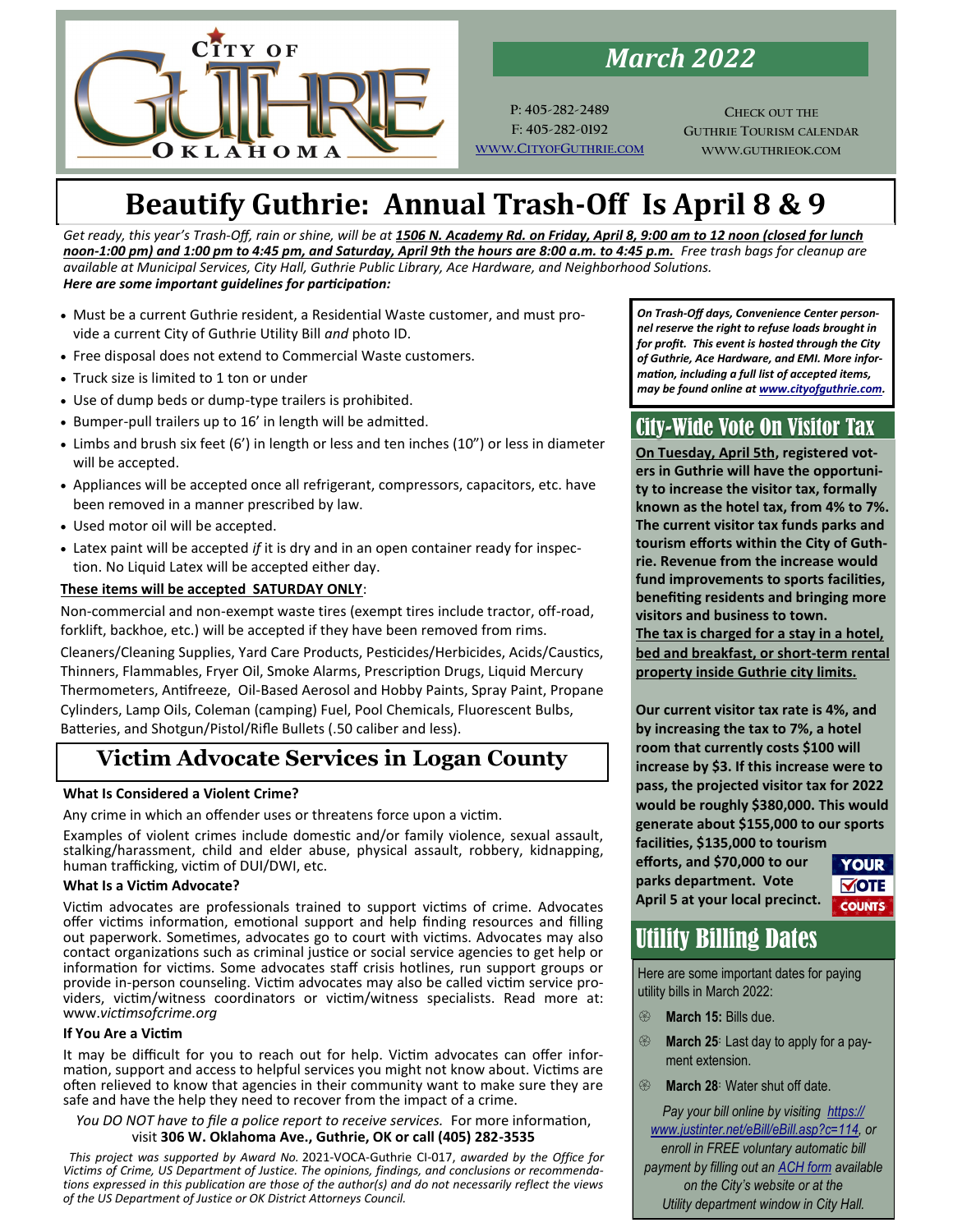City of Guthrie Oklahoma

## March 2022

P: 405-282-2489
F: 405-282-0192
[www.CityofGuthrie.com](http://www.CityofGuthrie.com)

Check out the Guthrie Tourism calendar
www.guthrieok.com

# Beautify Guthrie: Annual Trash-Off Is April 8 & 9

*Get ready, this year's Trash-Off, rain or shine, will be at **1506 N. Academy Rd. on Friday, April 8, 9:00 am to 12 noon (closed for lunch noon-1:00 pm) and 1:00 pm to 4:45 pm, and Saturday, April 9th the hours are 8:00 a.m. to 4:45 p.m.** Free trash bags for cleanup are available at Municipal Services, City Hall, Guthrie Public Library, Ace Hardware, and Neighborhood Solutions.*

***Here are some important guidelines for participation:***

- Must be a current Guthrie resident, a Residential Waste customer, and must provide a current City of Guthrie Utility Bill *and* photo ID.
- Free disposal does not extend to Commercial Waste customers.
- Truck size is limited to 1 ton or under
- Use of dump beds or dump-type trailers is prohibited.
- Bumper-pull trailers up to 16' in length will be admitted.
- Limbs and brush six feet (6') in length or less and ten inches (10") or less in diameter will be accepted.
- Appliances will be accepted once all refrigerant, compressors, capacitors, etc. have been removed in a manner prescribed by law.
- Used motor oil will be accepted.
- Latex paint will be accepted *if* it is dry and in an open container ready for inspection. No Liquid Latex will be accepted either day.

**These items will be accepted SATURDAY ONLY**:

Non-commercial and non-exempt waste tires (exempt tires include tractor, off-road, forklift, backhoe, etc.) will be accepted if they have been removed from rims.

Cleaners/Cleaning Supplies, Yard Care Products, Pesticides/Herbicides, Acids/Caustics, Thinners, Flammables, Fryer Oil, Smoke Alarms, Prescription Drugs, Liquid Mercury Thermometers, Antifreeze, Oil-Based Aerosol and Hobby Paints, Spray Paint, Propane Cylinders, Lamp Oils, Coleman (camping) Fuel, Pool Chemicals, Fluorescent Bulbs, Batteries, and Shotgun/Pistol/Rifle Bullets (.50 caliber and less).

***On Trash-Off days, Convenience Center personnel reserve the right to refuse loads brought in for profit. This event is hosted through the City of Guthrie, Ace Hardware, and EMI. More information, including a full list of accepted items, may be found online at [www.cityofguthrie.com](http://www.cityofguthrie.com).***

## Victim Advocate Services in Logan County

**What Is Considered a Violent Crime?**

Any crime in which an offender uses or threatens force upon a victim.

Examples of violent crimes include domestic and/or family violence, sexual assault, stalking/harassment, child and elder abuse, physical assault, robbery, kidnapping, human trafficking, victim of DUI/DWI, etc.

**What Is a Victim Advocate?**

Victim advocates are professionals trained to support victims of crime. Advocates offer victims information, emotional support and help finding resources and filling out paperwork. Sometimes, advocates go to court with victims. Advocates may also contact organizations such as criminal justice or social service agencies to get help or information for victims. Some advocates staff crisis hotlines, run support groups or provide in-person counseling. Victim advocates may also be called victim service providers, victim/witness coordinators or victim/witness specialists. Read more at: www.*victimsofcrime.org*

**If You Are a Victim**

It may be difficult for you to reach out for help. Victim advocates can offer information, support and access to helpful services you might not know about. Victims are often relieved to know that agencies in their community want to make sure they are safe and have the help they need to recover from the impact of a crime.

*You DO NOT have to file a police report to receive services.* For more information, visit **306 W. Oklahoma Ave., Guthrie, OK or call (405) 282-3535**

*This project was supported by Award No.* 2021-VOCA-Guthrie CI-017, *awarded by the Office for Victims of Crime, US Department of Justice. The opinions, findings, and conclusions or recommendations expressed in this publication are those of the author(s) and do not necessarily reflect the views of the US Department of Justice or OK District Attorneys Council.*

## City-Wide Vote On Visitor Tax

**<u>On Tuesday, April 5th</u>, registered voters in Guthrie will have the opportunity to increase the visitor tax, formally known as the hotel tax, from 4% to 7%. The current visitor tax funds parks and tourism efforts within the City of Guthrie. Revenue from the increase would fund improvements to sports facilities, benefiting residents and bringing more visitors and business to town.**

**<u>The tax is charged for a stay in a hotel, bed and breakfast, or short-term rental property inside Guthrie city limits.</u>**

**Our current visitor tax rate is 4%, and by increasing the tax to 7%, a hotel room that currently costs $100 will increase by $3. If this increase were to pass, the projected visitor tax for 2022 would be roughly $380,000. This would generate about $155,000 to our sports facilities, $135,000 to tourism efforts, and $70,000 to our parks department. Vote April 5 at your local precinct.**

YOUR VOTE COUNTS

## Utility Billing Dates

Here are some important dates for paying utility bills in March 2022:

- **March 15:** Bills due.
- **March 25**: Last day to apply for a payment extension.
- **March 28**: Water shut off date.

*Pay your bill online by visiting [https://www.justinter.net/eBill/eBill.asp?c=114](https://www.justinter.net/eBill/eBill.asp?c=114), or enroll in FREE voluntary automatic bill payment by filling out an ACH form available on the City's website or at the Utility department window in City Hall.*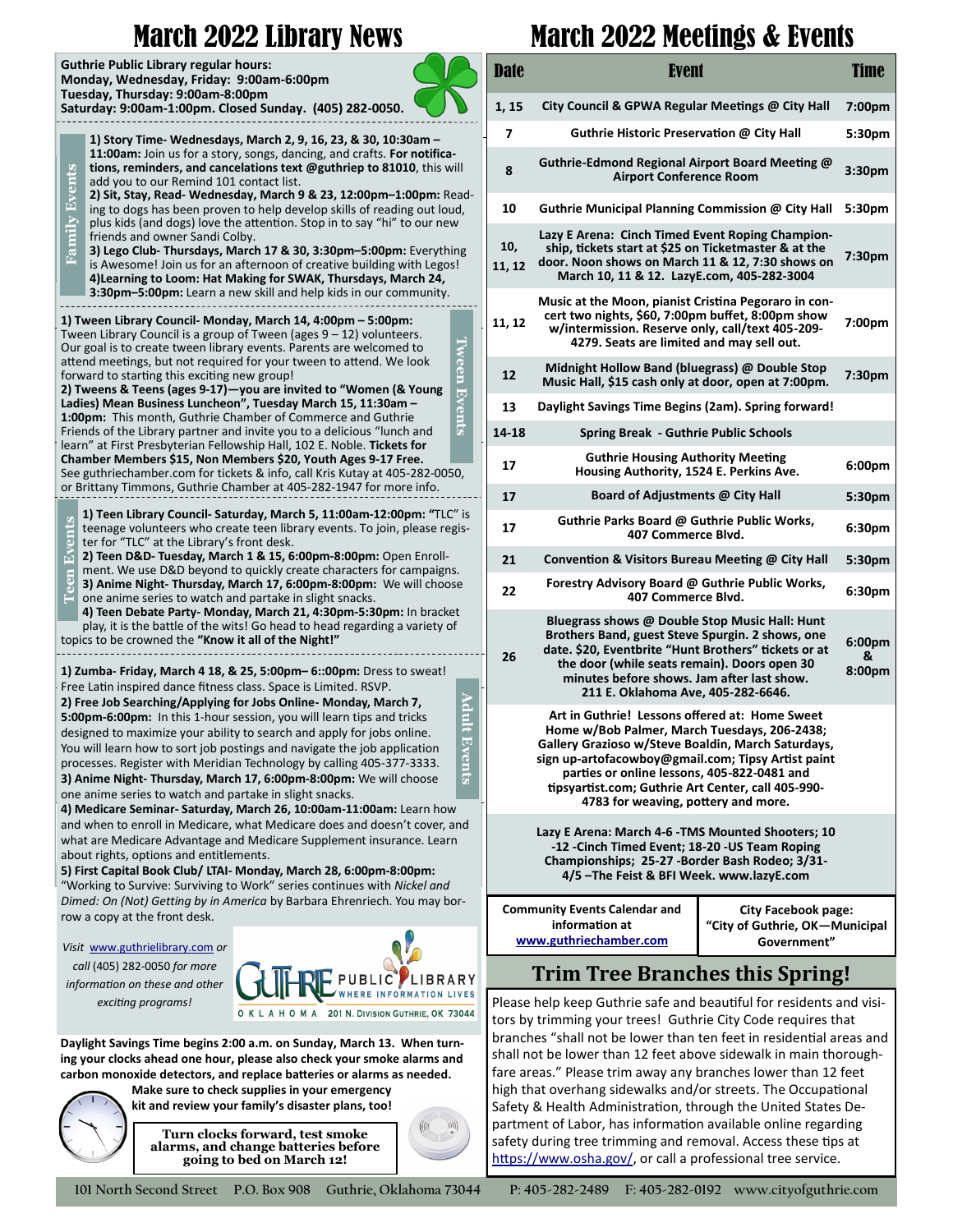# March 2022 Library News

**Guthrie Public Library regular hours:**
**Monday, Wednesday, Friday: 9:00am-6:00pm**
**Tuesday, Thursday: 9:00am-8:00pm**
**Saturday: 9:00am-1:00pm. Closed Sunday. (405) 282-0050.**

## Family Events

**1) Story Time- Wednesdays, March 2, 9, 16, 23, & 30, 10:30am – 11:00am:** Join us for a story, songs, dancing, and crafts. **For notifications, reminders, and cancelations text @guthriep to 81010**, this will add you to our Remind 101 contact list.

**2) Sit, Stay, Read- Wednesday, March 9 & 23, 12:00pm–1:00pm:** Reading to dogs has been proven to help develop skills of reading out loud, plus kids (and dogs) love the attention. Stop in to say "hi" to our new friends and owner Sandi Colby.

**3) Lego Club- Thursdays, March 17 & 30, 3:30pm–5:00pm:** Everything is Awesome! Join us for an afternoon of creative building with Legos!

**4)Learning to Loom: Hat Making for SWAK, Thursdays, March 24, 3:30pm–5:00pm:** Learn a new skill and help kids in our community.

## Tween Events

**1) Tween Library Council- Monday, March 14, 4:00pm – 5:00pm:** Tween Library Council is a group of Tween (ages 9 – 12) volunteers. Our goal is to create tween library events. Parents are welcomed to attend meetings, but not required for your tween to attend. We look forward to starting this exciting new group!

**2) Tweens & Teens (ages 9-17)—you are invited to "Women (& Young Ladies) Mean Business Luncheon", Tuesday March 15, 11:30am – 1:00pm:** This month, Guthrie Chamber of Commerce and Guthrie Friends of the Library partner and invite you to a delicious "lunch and learn" at First Presbyterian Fellowship Hall, 102 E. Noble. **Tickets for Chamber Members $15, Non Members $20, Youth Ages 9-17 Free.** See guthriechamber.com for tickets & info, call Kris Kutay at 405-282-0050, or Brittany Timmons, Guthrie Chamber at 405-282-1947 for more info.

## Teen Events

**1) Teen Library Council- Saturday, March 5, 11:00am-12:00pm: "**TLC" is teenage volunteers who create teen library events. To join, please register for "TLC" at the Library's front desk.

**2) Teen D&D- Tuesday, March 1 & 15, 6:00pm-8:00pm:** Open Enrollment. We use D&D beyond to quickly create characters for campaigns.

**3) Anime Night- Thursday, March 17, 6:00pm-8:00pm:** We will choose one anime series to watch and partake in slight snacks.

**4) Teen Debate Party- Monday, March 21, 4:30pm-5:30pm:** In bracket play, it is the battle of the wits! Go head to head regarding a variety of topics to be crowned the **"Know it all of the Night!"**

## Adult Events

**1) Zumba- Friday, March 4 18, & 25, 5:00pm– 6::00pm:** Dress to sweat! Free Latin inspired dance fitness class. Space is Limited. RSVP.

**2) Free Job Searching/Applying for Jobs Online- Monday, March 7, 5:00pm-6:00pm:** In this 1-hour session, you will learn tips and tricks designed to maximize your ability to search and apply for jobs online. You will learn how to sort job postings and navigate the job application processes. Register with Meridian Technology by calling 405-377-3333.

**3) Anime Night- Thursday, March 17, 6:00pm-8:00pm:** We will choose one anime series to watch and partake in slight snacks.

**4) Medicare Seminar- Saturday, March 26, 10:00am-11:00am:** Learn how and when to enroll in Medicare, what Medicare does and doesn't cover, and what are Medicare Advantage and Medicare Supplement insurance. Learn about rights, options and entitlements.

**5) First Capital Book Club/ LTAI- Monday, March 28, 6:00pm-8:00pm:** "Working to Survive: Surviving to Work" series continues with *Nickel and Dimed: On (Not) Getting by in America* by Barbara Ehrenriech. You may borrow a copy at the front desk.

*Visit* www.guthrielibrary.com *or call* (405) 282-0050 *for more information on these and other exciting programs!*

GUTHRIE PUBLIC LIBRARY — WHERE INFORMATION LIVES — OKLAHOMA 201 N. DIVISION GUTHRIE, OK 73044

**Daylight Savings Time begins 2:00 a.m. on Sunday, March 13. When turning your clocks ahead one hour, please also check your smoke alarms and carbon monoxide detectors, and replace batteries or alarms as needed. Make sure to check supplies in your emergency kit and review your family's disaster plans, too!**

**Turn clocks forward, test smoke alarms, and change batteries before going to bed on March 12!**

# March 2022 Meetings & Events

| Date | Event | Time |
|---|---|---|
| 1, 15 | City Council & GPWA Regular Meetings @ City Hall | 7:00pm |
| 7 | Guthrie Historic Preservation @ City Hall | 5:30pm |
| 8 | Guthrie-Edmond Regional Airport Board Meeting @ Airport Conference Room | 3:30pm |
| 10 | Guthrie Municipal Planning Commission @ City Hall | 5:30pm |
| 10, 11, 12 | Lazy E Arena: Cinch Timed Event Roping Championship, tickets start at $25 on Ticketmaster & at the door. Noon shows on March 11 & 12, 7:30 shows on March 10, 11 & 12. LazyE.com, 405-282-3004 | 7:30pm |
| 11, 12 | Music at the Moon, pianist Cristina Pegoraro in concert two nights, $60, 7:00pm buffet, 8:00pm show w/intermission. Reserve only, call/text 405-209-4279. Seats are limited and may sell out. | 7:00pm |
| 12 | Midnight Hollow Band (bluegrass) @ Double Stop Music Hall, $15 cash only at door, open at 7:00pm. | 7:30pm |
| 13 | Daylight Savings Time Begins (2am). Spring forward! | |
| 14-18 | Spring Break - Guthrie Public Schools | |
| 17 | Guthrie Housing Authority Meeting Housing Authority, 1524 E. Perkins Ave. | 6:00pm |
| 17 | Board of Adjustments @ City Hall | 5:30pm |
| 17 | Guthrie Parks Board @ Guthrie Public Works, 407 Commerce Blvd. | 6:30pm |
| 21 | Convention & Visitors Bureau Meeting @ City Hall | 5:30pm |
| 22 | Forestry Advisory Board @ Guthrie Public Works, 407 Commerce Blvd. | 6:30pm |
| 26 | Bluegrass shows @ Double Stop Music Hall: Hunt Brothers Band, guest Steve Spurgin. 2 shows, one date. $20, Eventbrite "Hunt Brothers" tickets or at the door (while seats remain). Doors open 30 minutes before shows. Jam after last show. 211 E. Oklahoma Ave, 405-282-6646. | 6:00pm & 8:00pm |
| | Art in Guthrie! Lessons offered at: Home Sweet Home w/Bob Palmer, March Tuesdays, 206-2438; Gallery Grazioso w/Steve Boaldin, March Saturdays, sign up-artofacowboy@gmail.com; Tipsy Artist paint parties or online lessons, 405-822-0481 and tipsyartist.com; Guthrie Art Center, call 405-990-4783 for weaving, pottery and more. | |
| | Lazy E Arena: March 4-6 -TMS Mounted Shooters; 10-12 -Cinch Timed Event; 18-20 -US Team Roping Championships; 25-27 -Border Bash Rodeo; 3/31-4/5 –The Feist & BFI Week. www.lazyE.com | |

| Community Events Calendar and information at www.guthriechamber.com | City Facebook page: "City of Guthrie, OK—Municipal Government" |
|---|---|

## Trim Tree Branches this Spring!

Please help keep Guthrie safe and beautiful for residents and visitors by trimming your trees! Guthrie City Code requires that branches "shall not be lower than ten feet in residential areas and shall not be lower than 12 feet above sidewalk in main thoroughfare areas." Please trim away any branches lower than 12 feet high that overhang sidewalks and/or streets. The Occupational Safety & Health Administration, through the United States Department of Labor, has information available online regarding safety during tree trimming and removal. Access these tips at https://www.osha.gov/, or call a professional tree service.

101 North Second Street P.O. Box 908 Guthrie, Oklahoma 73044 P: 405-282-2489 F: 405-282-0192 www.cityofguthrie.com